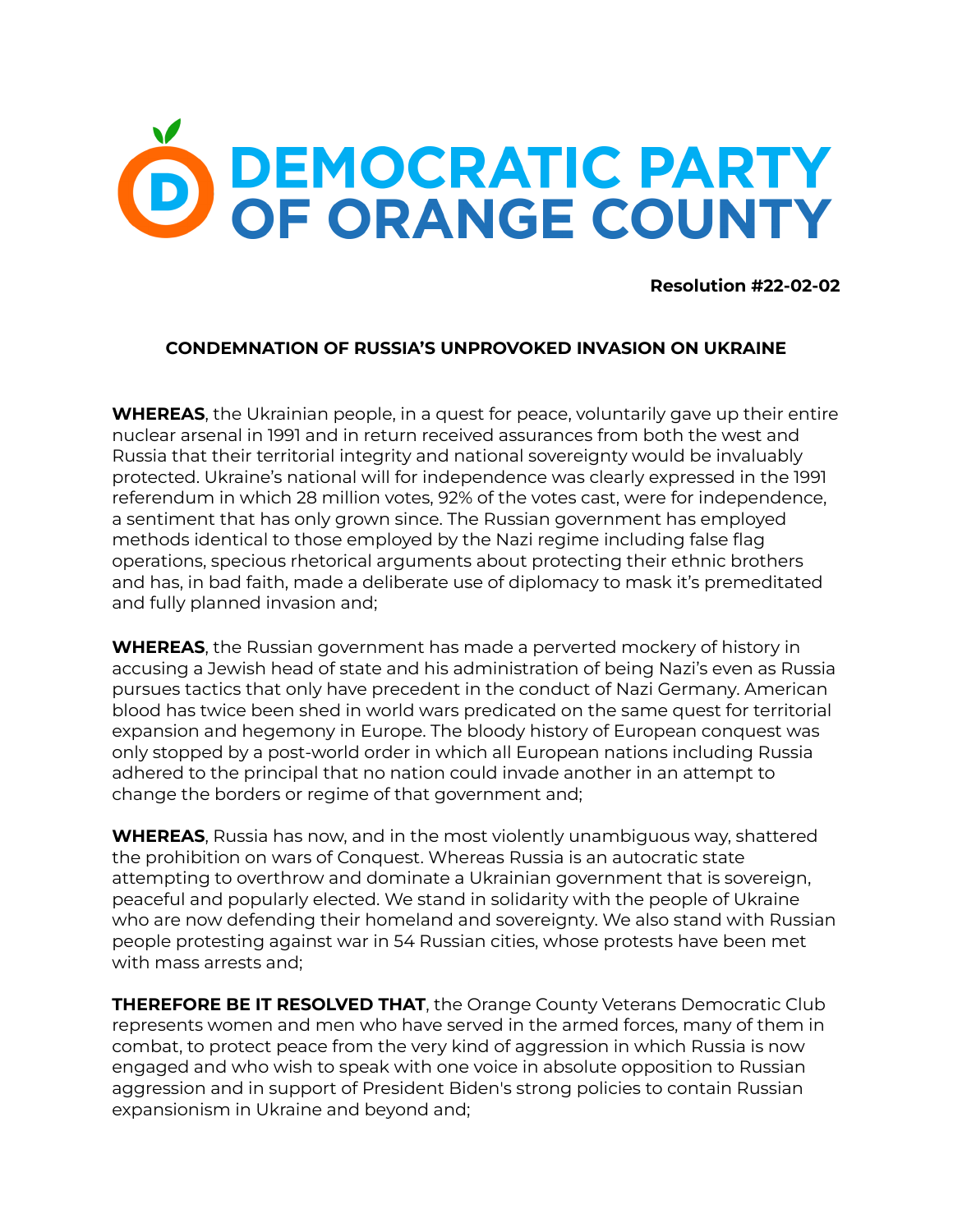# DEMOCRATIC PARTY OF ORANGE COUNTY

**Resolution #22-02-02**

**CONDEMNATION OF RUSSIA'S UNPROVOKED INVASION ON UKRAINE**

**WHEREAS**, the Ukrainian people, in a quest for peace, voluntarily gave up their entire nuclear arsenal in 1991 and in return received assurances from both the west and Russia that their territorial integrity and national sovereignty would be invaluably protected. Ukraine's national will for independence was clearly expressed in the 1991 referendum in which 28 million votes, 92% of the votes cast, were for independence, a sentiment that has only grown since. The Russian government has employed methods identical to those employed by the Nazi regime including false flag operations, specious rhetorical arguments about protecting their ethnic brothers and has, in bad faith, made a deliberate use of diplomacy to mask it's premeditated and fully planned invasion and;

**WHEREAS**, the Russian government has made a perverted mockery of history in accusing a Jewish head of state and his administration of being Nazi's even as Russia pursues tactics that only have precedent in the conduct of Nazi Germany. American blood has twice been shed in world wars predicated on the same quest for territorial expansion and hegemony in Europe. The bloody history of European conquest was only stopped by a post-world order in which all European nations including Russia adhered to the principal that no nation could invade another in an attempt to change the borders or regime of that government and;

**WHEREAS**, Russia has now, and in the most violently unambiguous way, shattered the prohibition on wars of Conquest. Whereas Russia is an autocratic state attempting to overthrow and dominate a Ukrainian government that is sovereign, peaceful and popularly elected. We stand in solidarity with the people of Ukraine who are now defending their homeland and sovereignty. We also stand with Russian people protesting against war in 54 Russian cities, whose protests have been met with mass arrests and;

**THEREFORE BE IT RESOLVED THAT**, the Orange County Veterans Democratic Club represents women and men who have served in the armed forces, many of them in combat, to protect peace from the very kind of aggression in which Russia is now engaged and who wish to speak with one voice in absolute opposition to Russian aggression and in support of President Biden's strong policies to contain Russian expansionism in Ukraine and beyond and;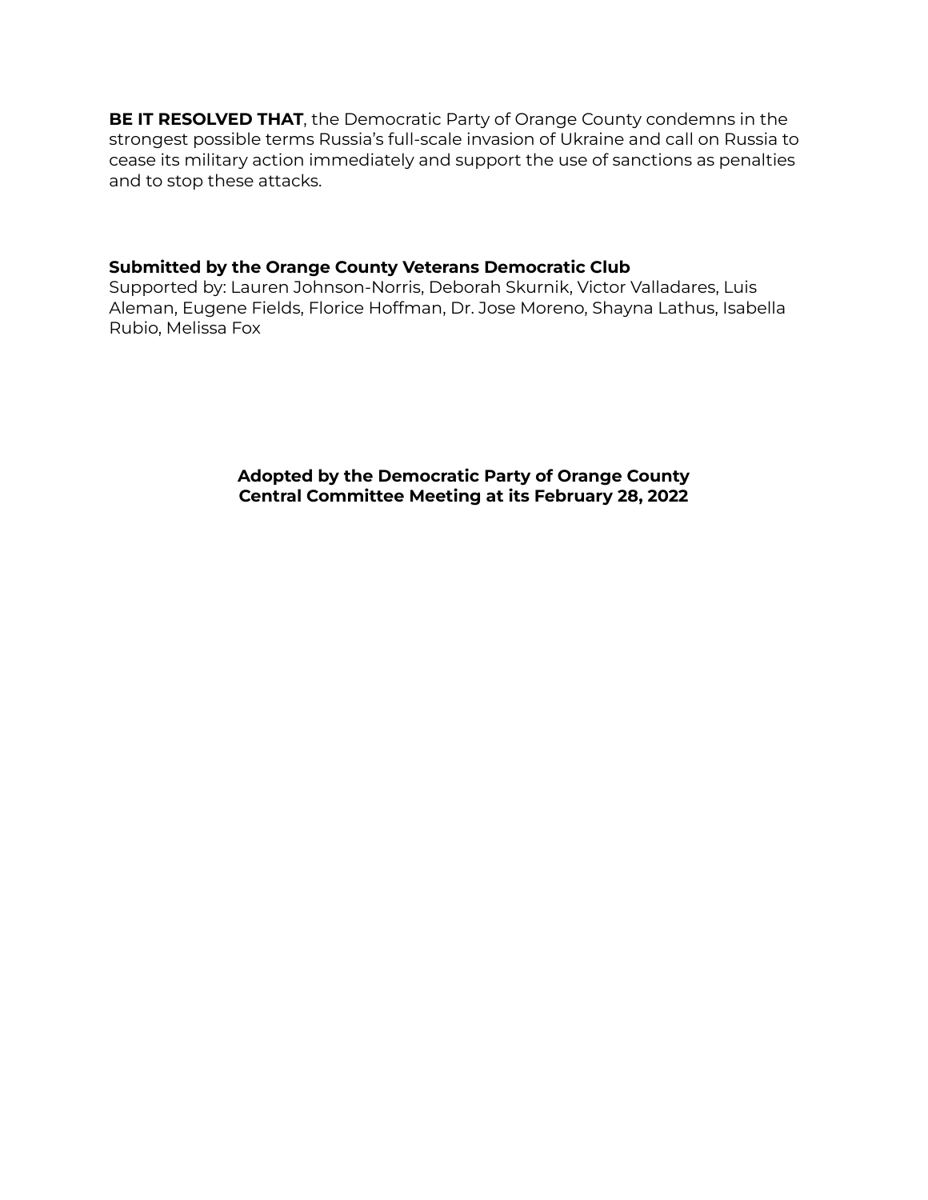**BE IT RESOLVED THAT**, the Democratic Party of Orange County condemns in the strongest possible terms Russia's full-scale invasion of Ukraine and call on Russia to cease its military action immediately and support the use of sanctions as penalties and to stop these attacks.

**Submitted by the Orange County Veterans Democratic Club**
Supported by: Lauren Johnson-Norris, Deborah Skurnik, Victor Valladares, Luis Aleman, Eugene Fields, Florice Hoffman, Dr. Jose Moreno, Shayna Lathus, Isabella Rubio, Melissa Fox

**Adopted by the Democratic Party of Orange County Central Committee Meeting at its February 28, 2022**